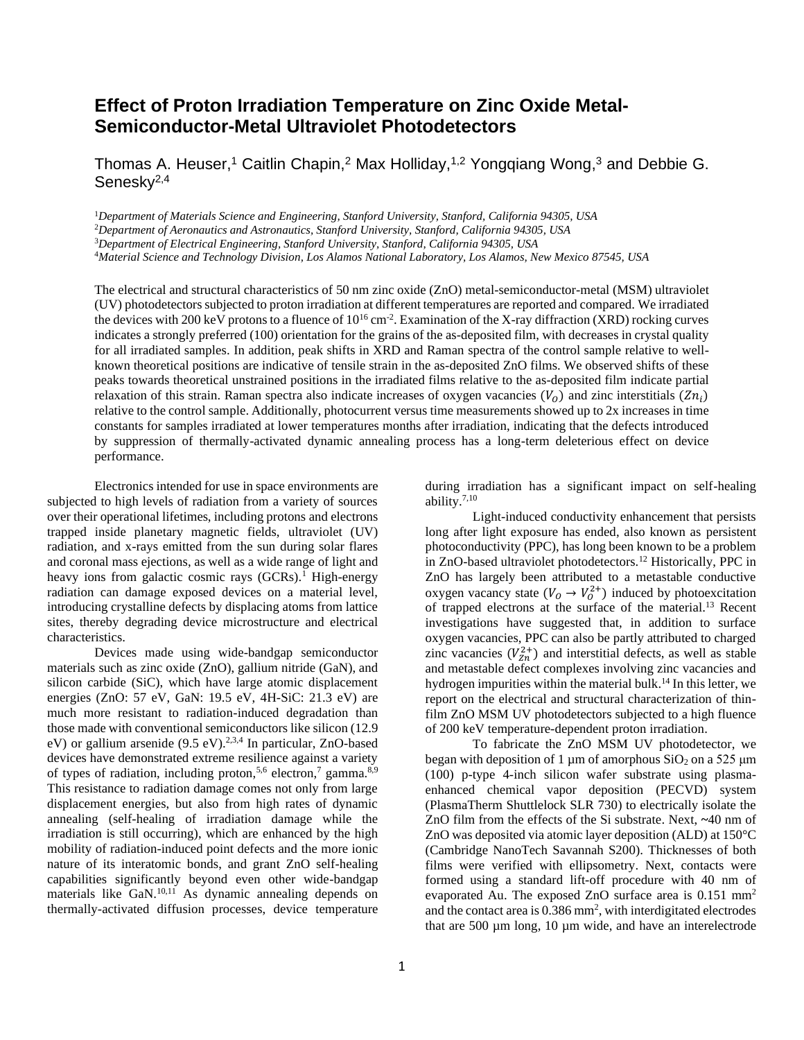# Effect of Proton Irradiation Temperature on Zinc Oxide Metal-Semiconductor-Metal Ultraviolet Photodetectors

Thomas A. Heuser,[1] Caitlin Chapin,[2] Max Holliday,[1,2] Yongqiang Wong,[3] and Debbie G. Senesky[2,4]

[1]*Department of Materials Science and Engineering, Stanford University, Stanford, California 94305, USA*
[2]*Department of Aeronautics and Astronautics, Stanford University, Stanford, California 94305, USA*
[3]*Department of Electrical Engineering, Stanford University, Stanford, California 94305, USA*
[4]*Material Science and Technology Division, Los Alamos National Laboratory, Los Alamos, New Mexico 87545, USA*

The electrical and structural characteristics of 50 nm zinc oxide (ZnO) metal-semiconductor-metal (MSM) ultraviolet (UV) photodetectors subjected to proton irradiation at different temperatures are reported and compared. We irradiated the devices with 200 keV protons to a fluence of $10^{16}$ cm$^{-2}$. Examination of the X-ray diffraction (XRD) rocking curves indicates a strongly preferred (100) orientation for the grains of the as-deposited film, with decreases in crystal quality for all irradiated samples. In addition, peak shifts in XRD and Raman spectra of the control sample relative to well-known theoretical positions are indicative of tensile strain in the as-deposited ZnO films. We observed shifts of these peaks towards theoretical unstrained positions in the irradiated films relative to the as-deposited film indicate partial relaxation of this strain. Raman spectra also indicate increases of oxygen vacancies ($V_O$) and zinc interstitials ($Zn_i$) relative to the control sample. Additionally, photocurrent versus time measurements showed up to 2x increases in time constants for samples irradiated at lower temperatures months after irradiation, indicating that the defects introduced by suppression of thermally-activated dynamic annealing process has a long-term deleterious effect on device performance.

Electronics intended for use in space environments are subjected to high levels of radiation from a variety of sources over their operational lifetimes, including protons and electrons trapped inside planetary magnetic fields, ultraviolet (UV) radiation, and x-rays emitted from the sun during solar flares and coronal mass ejections, as well as a wide range of light and heavy ions from galactic cosmic rays (GCRs).[1] High-energy radiation can damage exposed devices on a material level, introducing crystalline defects by displacing atoms from lattice sites, thereby degrading device microstructure and electrical characteristics.

Devices made using wide-bandgap semiconductor materials such as zinc oxide (ZnO), gallium nitride (GaN), and silicon carbide (SiC), which have large atomic displacement energies (ZnO: 57 eV, GaN: 19.5 eV, 4H-SiC: 21.3 eV) are much more resistant to radiation-induced degradation than those made with conventional semiconductors like silicon (12.9 eV) or gallium arsenide (9.5 eV).[2,3,4] In particular, ZnO-based devices have demonstrated extreme resilience against a variety of types of radiation, including proton,[5,6] electron,[7] gamma.[8,9] This resistance to radiation damage comes not only from large displacement energies, but also from high rates of dynamic annealing (self-healing of irradiation damage while the irradiation is still occurring), which are enhanced by the high mobility of radiation-induced point defects and the more ionic nature of its interatomic bonds, and grant ZnO self-healing capabilities significantly beyond even other wide-bandgap materials like GaN.[10,11] As dynamic annealing depends on thermally-activated diffusion processes, device temperature during irradiation has a significant impact on self-healing ability.[7,10]

Light-induced conductivity enhancement that persists long after light exposure has ended, also known as persistent photoconductivity (PPC), has long been known to be a problem in ZnO-based ultraviolet photodetectors.[12] Historically, PPC in ZnO has largely been attributed to a metastable conductive oxygen vacancy state ($V_O \rightarrow V_O^{2+}$) induced by photoexcitation of trapped electrons at the surface of the material.[13] Recent investigations have suggested that, in addition to surface oxygen vacancies, PPC can also be partly attributed to charged zinc vacancies ($V_{Zn}^{2+}$) and interstitial defects, as well as stable and metastable defect complexes involving zinc vacancies and hydrogen impurities within the material bulk.[14] In this letter, we report on the electrical and structural characterization of thin-film ZnO MSM UV photodetectors subjected to a high fluence of 200 keV temperature-dependent proton irradiation.

To fabricate the ZnO MSM UV photodetector, we began with deposition of 1 µm of amorphous $SiO_2$ on a 525 µm (100) p-type 4-inch silicon wafer substrate using plasma-enhanced chemical vapor deposition (PECVD) system (PlasmaTherm Shuttlelock SLR 730) to electrically isolate the ZnO film from the effects of the Si substrate. Next, ~40 nm of ZnO was deposited via atomic layer deposition (ALD) at 150°C (Cambridge NanoTech Savannah S200). Thicknesses of both films were verified with ellipsometry. Next, contacts were formed using a standard lift-off procedure with 40 nm of evaporated Au. The exposed ZnO surface area is 0.151 mm$^2$ and the contact area is 0.386 mm$^2$, with interdigitated electrodes that are 500 µm long, 10 µm wide, and have an interelectrode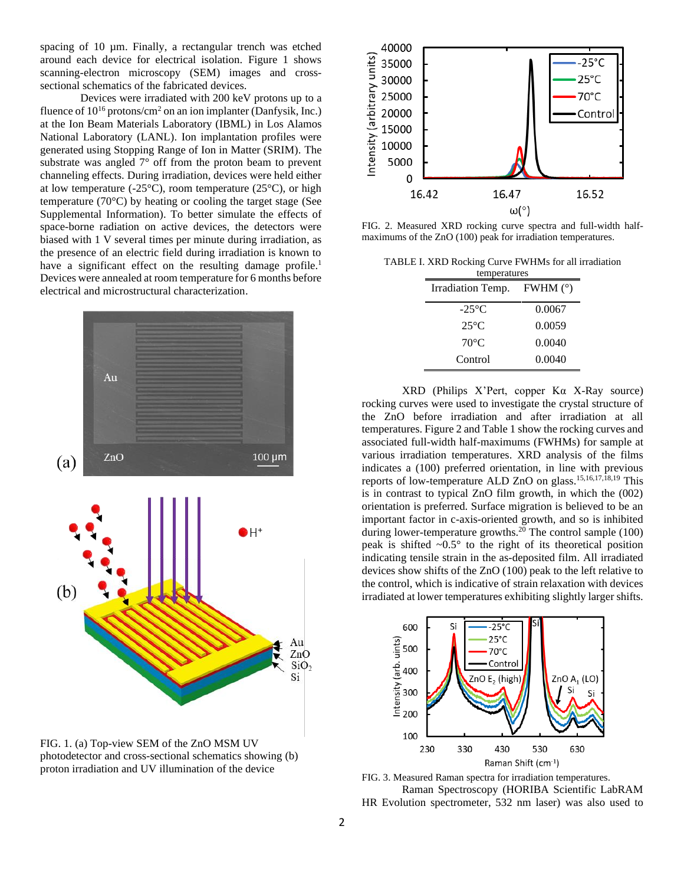spacing of 10 μm. Finally, a rectangular trench was etched around each device for electrical isolation. Figure 1 shows scanning-electron microscopy (SEM) images and cross-sectional schematics of the fabricated devices.

Devices were irradiated with 200 keV protons up to a fluence of $10^{16}$ protons/cm$^2$ on an ion implanter (Danfysik, Inc.) at the Ion Beam Materials Laboratory (IBML) in Los Alamos National Laboratory (LANL). Ion implantation profiles were generated using Stopping Range of Ion in Matter (SRIM). The substrate was angled 7° off from the proton beam to prevent channeling effects. During irradiation, devices were held either at low temperature (-25°C), room temperature (25°C), or high temperature (70°C) by heating or cooling the target stage (See Supplemental Information). To better simulate the effects of space-borne radiation on active devices, the detectors were biased with 1 V several times per minute during irradiation, as the presence of an electric field during irradiation is known to have a significant effect on the resulting damage profile.[1] Devices were annealed at room temperature for 6 months before electrical and microstructural characterization.

FIG. 1. (a) Top-view SEM of the ZnO MSM UV photodetector and cross-sectional schematics showing (b) proton irradiation and UV illumination of the device

FIG. 2. Measured XRD rocking curve spectra and full-width half-maximums of the ZnO (100) peak for irradiation temperatures.

TABLE I. XRD Rocking Curve FWHMs for all irradiation temperatures

| Irradiation Temp. | FWHM (°) |
|---|---|
| -25°C | 0.0067 |
| 25°C | 0.0059 |
| 70°C | 0.0040 |
| Control | 0.0040 |

XRD (Philips X'Pert, copper Kα X-Ray source) rocking curves were used to investigate the crystal structure of the ZnO before irradiation and after irradiation at all temperatures. Figure 2 and Table 1 show the rocking curves and associated full-width half-maximums (FWHMs) for sample at various irradiation temperatures. XRD analysis of the films indicates a (100) preferred orientation, in line with previous reports of low-temperature ALD ZnO on glass.[15,16,17,18,19] This is in contrast to typical ZnO film growth, in which the (002) orientation is preferred. Surface migration is believed to be an important factor in c-axis-oriented growth, and so is inhibited during lower-temperature growths.[20] The control sample (100) peak is shifted ~0.5° to the right of its theoretical position indicating tensile strain in the as-deposited film. All irradiated devices show shifts of the ZnO (100) peak to the left relative to the control, which is indicative of strain relaxation with devices irradiated at lower temperatures exhibiting slightly larger shifts.

FIG. 3. Measured Raman spectra for irradiation temperatures.

Raman Spectroscopy (HORIBA Scientific LabRAM HR Evolution spectrometer, 532 nm laser) was also used to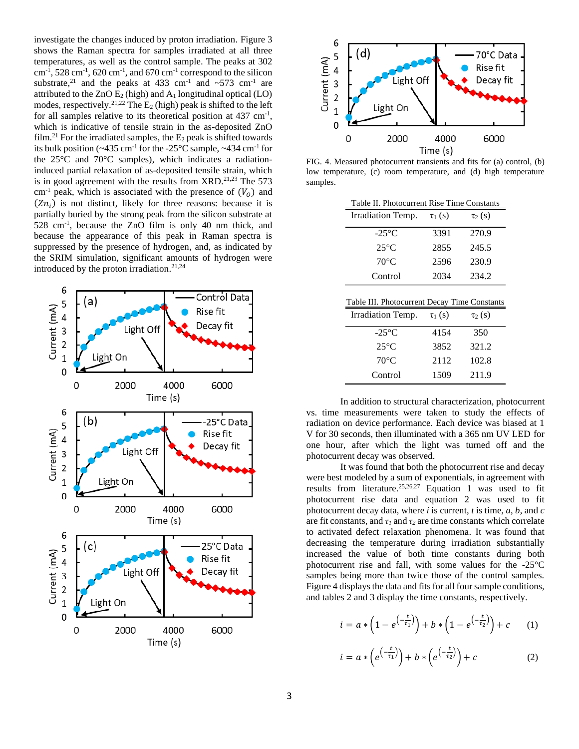investigate the changes induced by proton irradiation. Figure 3 shows the Raman spectra for samples irradiated at all three temperatures, as well as the control sample. The peaks at 302 $cm^{-1}$, 528 $cm^{-1}$, 620 $cm^{-1}$, and 670 $cm^{-1}$ correspond to the silicon substrate,[21] and the peaks at 433 $cm^{-1}$ and ~573 $cm^{-1}$ are attributed to the ZnO $E_2$ (high) and $A_1$ longitudinal optical (LO) modes, respectively.[21,22] The $E_2$ (high) peak is shifted to the left for all samples relative to its theoretical position at 437 $cm^{-1}$, which is indicative of tensile strain in the as-deposited ZnO film.[21] For the irradiated samples, the $E_2$ peak is shifted towards its bulk position (~435 $cm^{-1}$ for the -25°C sample, ~434 $cm^{-1}$ for the 25°C and 70°C samples), which indicates a radiation-induced partial relaxation of as-deposited tensile strain, which is in good agreement with the results from XRD.[21,23] The 573 $cm^{-1}$ peak, which is associated with the presence of $(V_O)$ and $(Zn_i)$ is not distinct, likely for three reasons: because it is partially buried by the strong peak from the silicon substrate at 528 $cm^{-1}$, because the ZnO film is only 40 nm thick, and because the appearance of this peak in Raman spectra is suppressed by the presence of hydrogen, and, as indicated by the SRIM simulation, significant amounts of hydrogen were introduced by the proton irradiation.[21,24]

FIG. 4. Measured photocurrent transients and fits for (a) control, (b) low temperature, (c) room temperature, and (d) high temperature samples.

Table II. Photocurrent Rise Time Constants

| Irradiation Temp. | $\tau_1$ (s) | $\tau_2$ (s) |
|---|---|---|
| -25°C | 3391 | 270.9 |
| 25°C | 2855 | 245.5 |
| 70°C | 2596 | 230.9 |
| Control | 2034 | 234.2 |

Table III. Photocurrent Decay Time Constants

| Irradiation Temp. | $\tau_1$ (s) | $\tau_2$ (s) |
|---|---|---|
| -25°C | 4154 | 350 |
| 25°C | 3852 | 321.2 |
| 70°C | 2112 | 102.8 |
| Control | 1509 | 211.9 |

In addition to structural characterization, photocurrent vs. time measurements were taken to study the effects of radiation on device performance. Each device was biased at 1 V for 30 seconds, then illuminated with a 365 nm UV LED for one hour, after which the light was turned off and the photocurrent decay was observed.

It was found that both the photocurrent rise and decay were best modeled by a sum of exponentials, in agreement with results from literature.[25,26,27] Equation 1 was used to fit photocurrent rise data and equation 2 was used to fit photocurrent decay data, where $i$ is current, $t$ is time, $a$, $b$, and $c$ are fit constants, and $\tau_1$ and $\tau_2$ are time constants which correlate to activated defect relaxation phenomena. It was found that decreasing the temperature during irradiation substantially increased the value of both time constants during both photocurrent rise and fall, with some values for the -25°C samples being more than twice those of the control samples. Figure 4 displays the data and fits for all four sample conditions, and tables 2 and 3 display the time constants, respectively.

$$i = a * \left(1 - e^{\left(-\frac{t}{\tau_1}\right)}\right) + b * \left(1 - e^{\left(-\frac{t}{\tau_2}\right)}\right) + c \qquad (1)$$

$$i = a * \left(e^{\left(-\frac{t}{\tau_1}\right)}\right) + b * \left(e^{\left(-\frac{t}{\tau_2}\right)}\right) + c \qquad (2)$$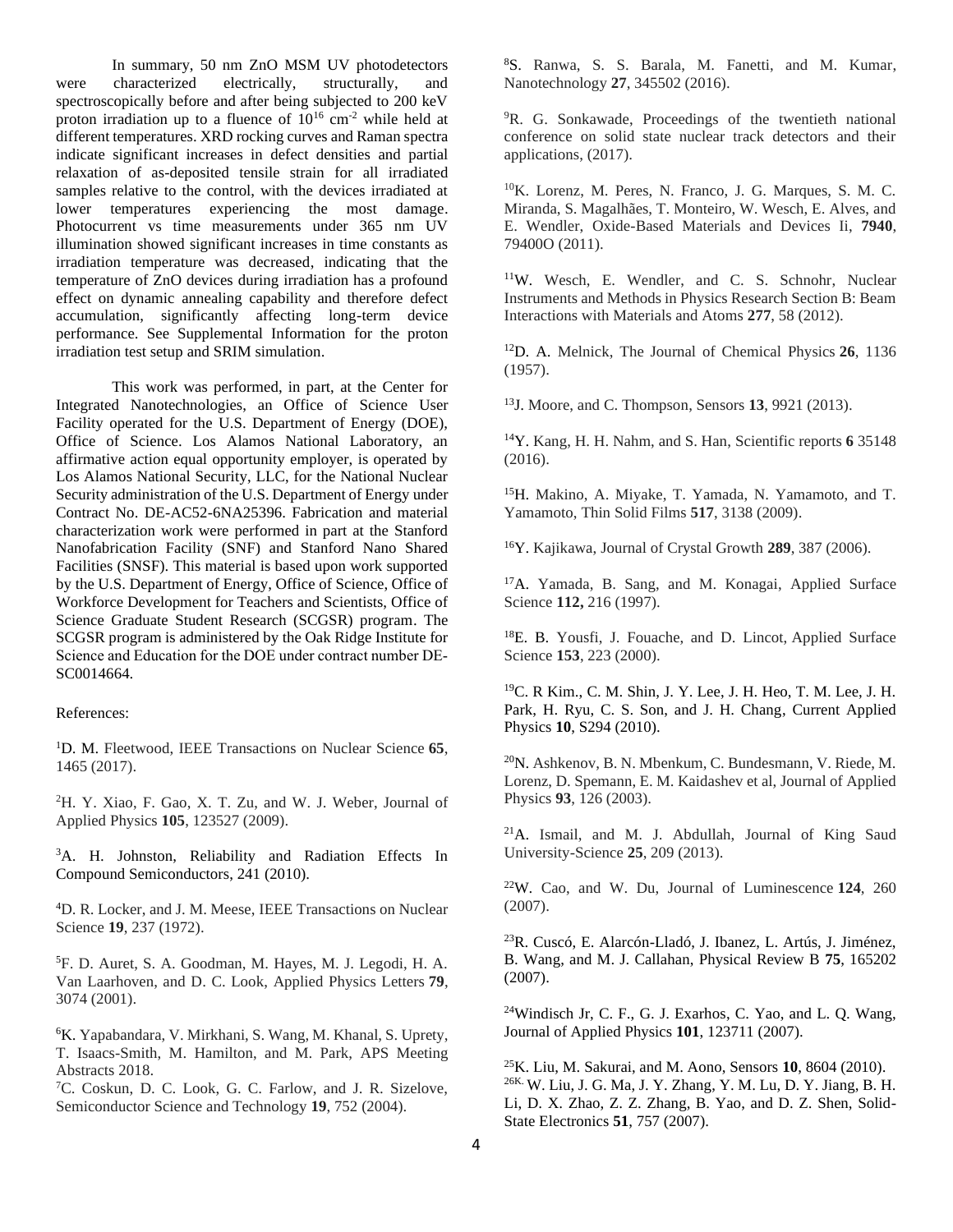In summary, 50 nm ZnO MSM UV photodetectors were characterized electrically, structurally, and spectroscopically before and after being subjected to 200 keV proton irradiation up to a fluence of $10^{16}$ cm$^{-2}$ while held at different temperatures. XRD rocking curves and Raman spectra indicate significant increases in defect densities and partial relaxation of as-deposited tensile strain for all irradiated samples relative to the control, with the devices irradiated at lower temperatures experiencing the most damage. Photocurrent vs time measurements under 365 nm UV illumination showed significant increases in time constants as irradiation temperature was decreased, indicating that the temperature of ZnO devices during irradiation has a profound effect on dynamic annealing capability and therefore defect accumulation, significantly affecting long-term device performance. See Supplemental Information for the proton irradiation test setup and SRIM simulation.

This work was performed, in part, at the Center for Integrated Nanotechnologies, an Office of Science User Facility operated for the U.S. Department of Energy (DOE), Office of Science. Los Alamos National Laboratory, an affirmative action equal opportunity employer, is operated by Los Alamos National Security, LLC, for the National Nuclear Security administration of the U.S. Department of Energy under Contract No. DE-AC52-6NA25396. Fabrication and material characterization work were performed in part at the Stanford Nanofabrication Facility (SNF) and Stanford Nano Shared Facilities (SNSF). This material is based upon work supported by the U.S. Department of Energy, Office of Science, Office of Workforce Development for Teachers and Scientists, Office of Science Graduate Student Research (SCGSR) program. The SCGSR program is administered by the Oak Ridge Institute for Science and Education for the DOE under contract number DE-SC0014664.

References:

[1]D. M. Fleetwood, IEEE Transactions on Nuclear Science **65**, 1465 (2017).

[2]H. Y. Xiao, F. Gao, X. T. Zu, and W. J. Weber, Journal of Applied Physics **105**, 123527 (2009).

[3]A. H. Johnston, Reliability and Radiation Effects In Compound Semiconductors, 241 (2010).

[4]D. R. Locker, and J. M. Meese, IEEE Transactions on Nuclear Science **19**, 237 (1972).

[5]F. D. Auret, S. A. Goodman, M. Hayes, M. J. Legodi, H. A. Van Laarhoven, and D. C. Look, Applied Physics Letters **79**, 3074 (2001).

[6]K. Yapabandara, V. Mirkhani, S. Wang, M. Khanal, S. Uprety, T. Isaacs-Smith, M. Hamilton, and M. Park, APS Meeting Abstracts 2018.

[7]C. Coskun, D. C. Look, G. C. Farlow, and J. R. Sizelove, Semiconductor Science and Technology **19**, 752 (2004).

[8]S. Ranwa, S. S. Barala, M. Fanetti, and M. Kumar, Nanotechnology **27**, 345502 (2016).

[9]R. G. Sonkawade, Proceedings of the twentieth national conference on solid state nuclear track detectors and their applications, (2017).

[10]K. Lorenz, M. Peres, N. Franco, J. G. Marques, S. M. C. Miranda, S. Magalhães, T. Monteiro, W. Wesch, E. Alves, and E. Wendler, Oxide-Based Materials and Devices Ii, **7940**, 79400O (2011).

[11]W. Wesch, E. Wendler, and C. S. Schnohr, Nuclear Instruments and Methods in Physics Research Section B: Beam Interactions with Materials and Atoms **277**, 58 (2012).

[12]D. A. Melnick, The Journal of Chemical Physics **26**, 1136 (1957).

[13]J. Moore, and C. Thompson, Sensors **13**, 9921 (2013).

[14]Y. Kang, H. H. Nahm, and S. Han, Scientific reports **6** 35148 (2016).

[15]H. Makino, A. Miyake, T. Yamada, N. Yamamoto, and T. Yamamoto, Thin Solid Films **517**, 3138 (2009).

[16]Y. Kajikawa, Journal of Crystal Growth **289**, 387 (2006).

[17]A. Yamada, B. Sang, and M. Konagai, Applied Surface Science **112,** 216 (1997).

[18]E. B. Yousfi, J. Fouache, and D. Lincot, Applied Surface Science **153**, 223 (2000).

[19]C. R Kim., C. M. Shin, J. Y. Lee, J. H. Heo, T. M. Lee, J. H. Park, H. Ryu, C. S. Son, and J. H. Chang, Current Applied Physics **10**, S294 (2010).

[20]N. Ashkenov, B. N. Mbenkum, C. Bundesmann, V. Riede, M. Lorenz, D. Spemann, E. M. Kaidashev et al, Journal of Applied Physics **93**, 126 (2003).

[21]A. Ismail, and M. J. Abdullah, Journal of King Saud University-Science **25**, 209 (2013).

[22]W. Cao, and W. Du, Journal of Luminescence **124**, 260 (2007).

[23]R. Cuscó, E. Alarcón-Lladó, J. Ibanez, L. Artús, J. Jiménez, B. Wang, and M. J. Callahan, Physical Review B **75**, 165202 (2007).

[24]Windisch Jr, C. F., G. J. Exarhos, C. Yao, and L. Q. Wang, Journal of Applied Physics **101**, 123711 (2007).

[25]K. Liu, M. Sakurai, and M. Aono, Sensors **10**, 8604 (2010).

[26K.] W. Liu, J. G. Ma, J. Y. Zhang, Y. M. Lu, D. Y. Jiang, B. H. Li, D. X. Zhao, Z. Z. Zhang, B. Yao, and D. Z. Shen, Solid-State Electronics **51**, 757 (2007).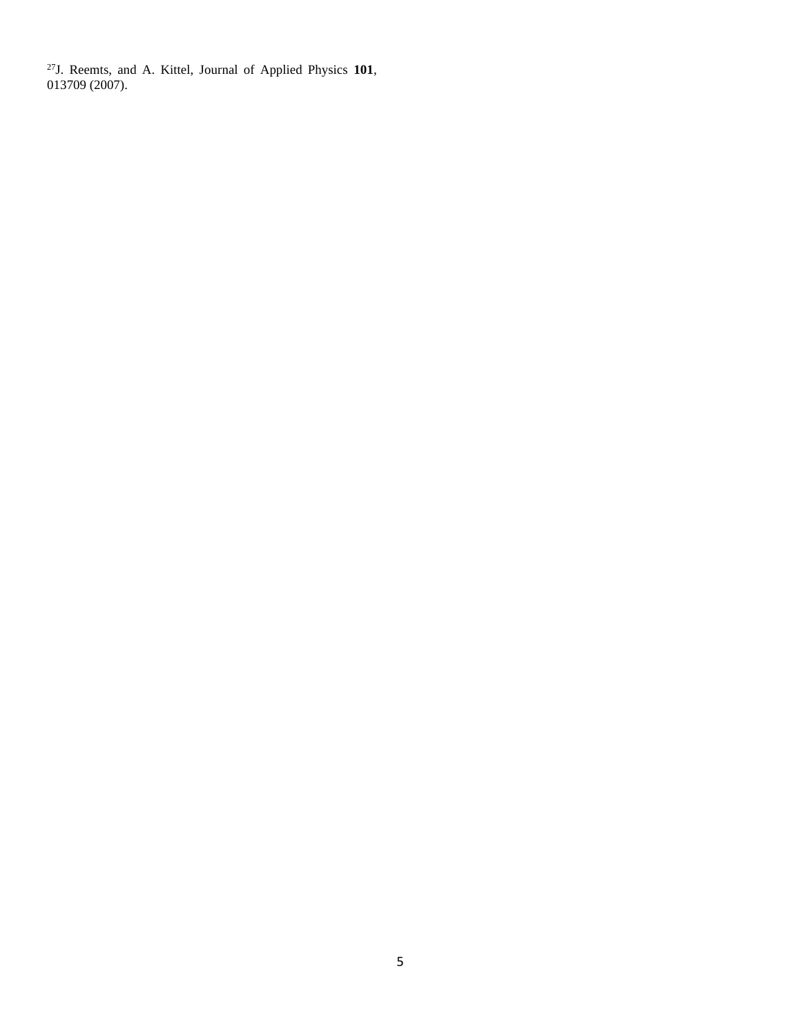[27]J. Reemts, and A. Kittel, Journal of Applied Physics **101**, 013709 (2007).